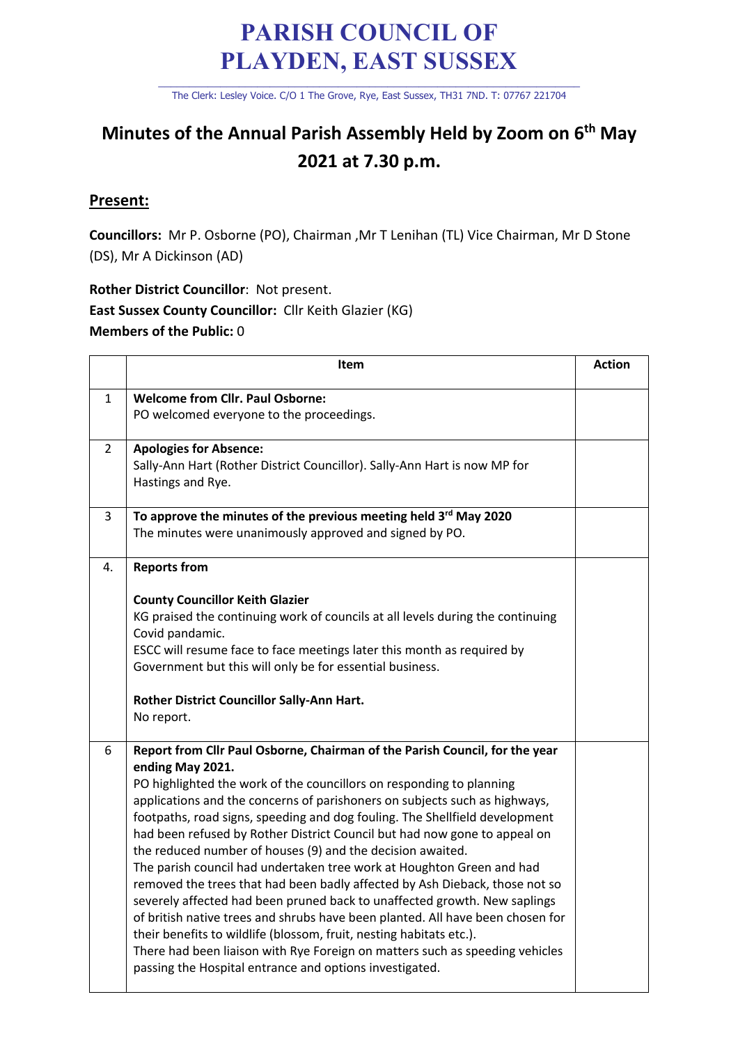# PARISH COUNCIL OF PLAYDEN, EAST SUSSEX

The Clerk: Lesley Voice. C/O 1 The Grove, Rye, East Sussex, TH31 7ND. T: 07767 221704

## Minutes of the Annual Parish Assembly Held by Zoom on 6th May 2021 at 7.30 p.m.

### Present:

**Councillors:** Mr P. Osborne (PO), Chairman ,Mr T Lenihan (TL) Vice Chairman, Mr D Stone (DS), Mr A Dickinson (AD)

**Rother District Councillor**: Not present.
**East Sussex County Councillor:** Cllr Keith Glazier (KG)
**Members of the Public:** 0

| | Item | Action |
|---|---|---|
| 1 | **Welcome from Cllr. Paul Osborne:**<br>PO welcomed everyone to the proceedings. | |
| 2 | **Apologies for Absence:**<br>Sally-Ann Hart (Rother District Councillor). Sally-Ann Hart is now MP for Hastings and Rye. | |
| 3 | **To approve the minutes of the previous meeting held 3rd May 2020**<br>The minutes were unanimously approved and signed by PO. | |
| 4. | **Reports from**<br><br>**County Councillor Keith Glazier**<br>KG praised the continuing work of councils at all levels during the continuing Covid pandamic.<br>ESCC will resume face to face meetings later this month as required by Government but this will only be for essential business.<br><br>**Rother District Councillor Sally-Ann Hart.**<br>No report. | |
| 6 | **Report from Cllr Paul Osborne, Chairman of the Parish Council, for the year ending May 2021.**<br>PO highlighted the work of the councillors on responding to planning applications and the concerns of parishoners on subjects such as highways, footpaths, road signs, speeding and dog fouling. The Shellfield development had been refused by Rother District Council but had now gone to appeal on the reduced number of houses (9) and the decision awaited.<br>The parish council had undertaken tree work at Houghton Green and had removed the trees that had been badly affected by Ash Dieback, those not so severely affected had been pruned back to unaffected growth. New saplings of british native trees and shrubs have been planted. All have been chosen for their benefits to wildlife (blossom, fruit, nesting habitats etc.).<br>There had been liaison with Rye Foreign on matters such as speeding vehicles passing the Hospital entrance and options investigated. | |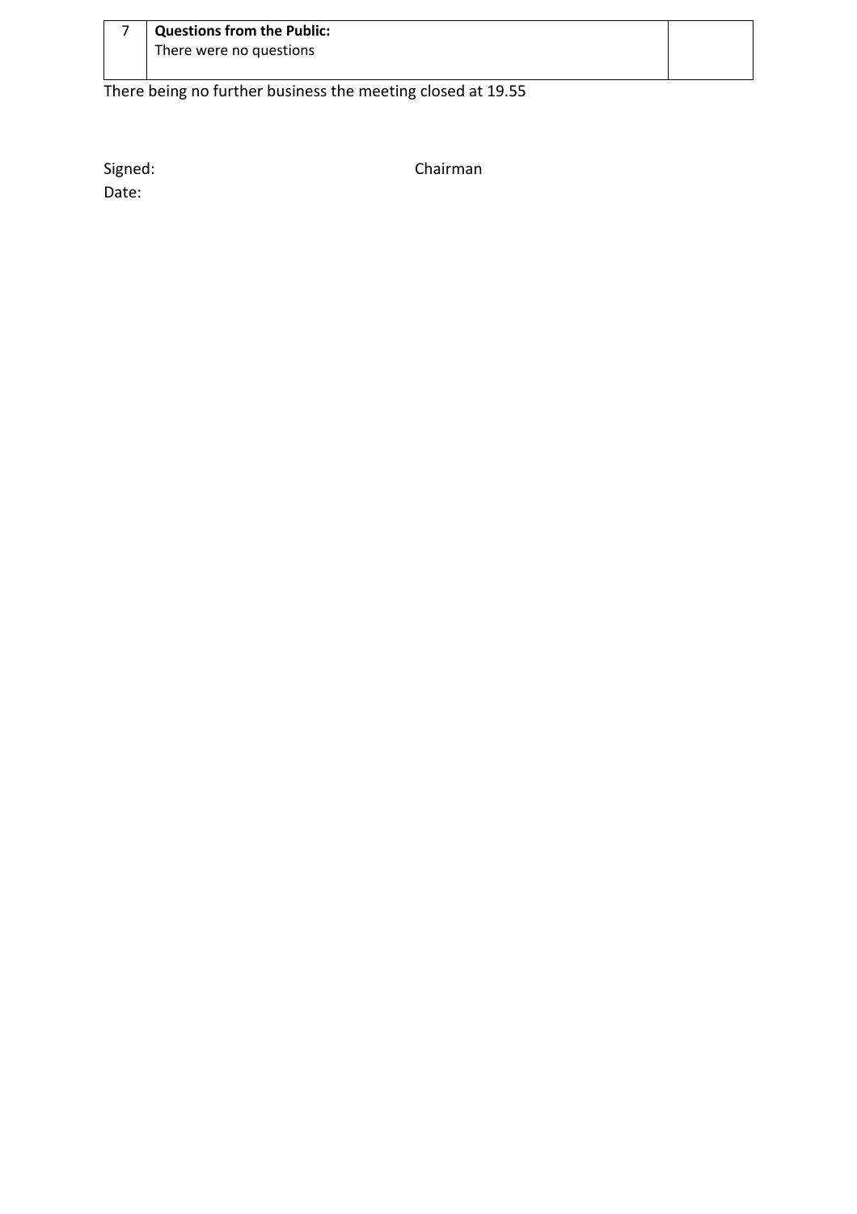| | | |
|---|---|---|
| 7 | **Questions from the Public:**<br>There were no questions | |

There being no further business the meeting closed at 19.55

Signed: Chairman

Date: